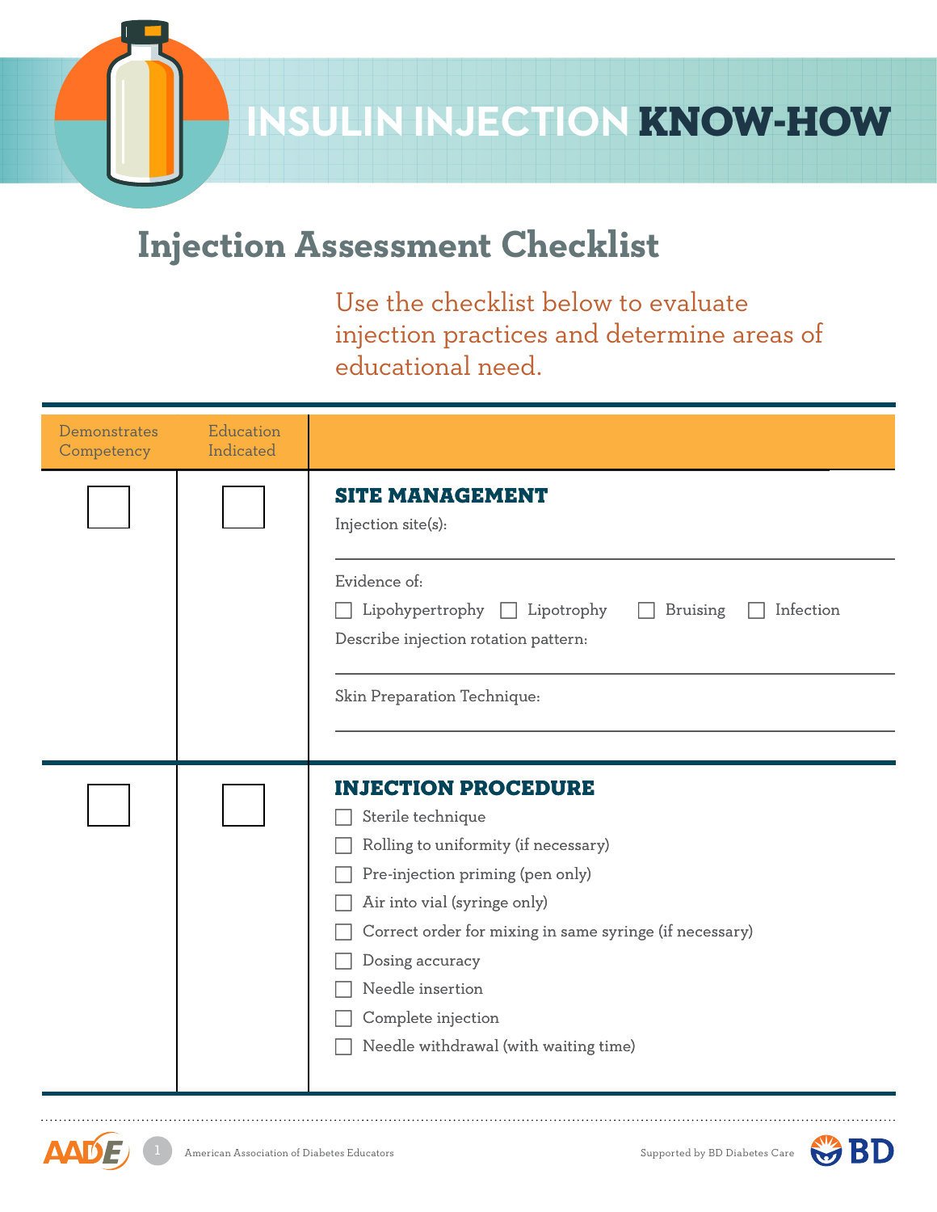# INSULIN INJECTION KNOW-HOW

## Injection Assessment Checklist

Use the checklist below to evaluate injection practices and determine areas of educational need.

| Demonstrates Competency | Education Indicated | |
|---|---|---|
| ☐ | ☐ | **SITE MANAGEMENT**<br>Injection site(s): ____________<br>Evidence of:<br>☐ Lipohypertrophy ☐ Lipotrophy ☐ Bruising ☐ Infection<br>Describe injection rotation pattern: ____________<br>Skin Preparation Technique: ____________ |
| ☐ | ☐ | **INJECTION PROCEDURE**<br>☐ Sterile technique<br>☐ Rolling to uniformity (if necessary)<br>☐ Pre-injection priming (pen only)<br>☐ Air into vial (syringe only)<br>☐ Correct order for mixing in same syringe (if necessary)<br>☐ Dosing accuracy<br>☐ Needle insertion<br>☐ Complete injection<br>☐ Needle withdrawal (with waiting time) |

American Association of Diabetes Educators

Supported by BD Diabetes Care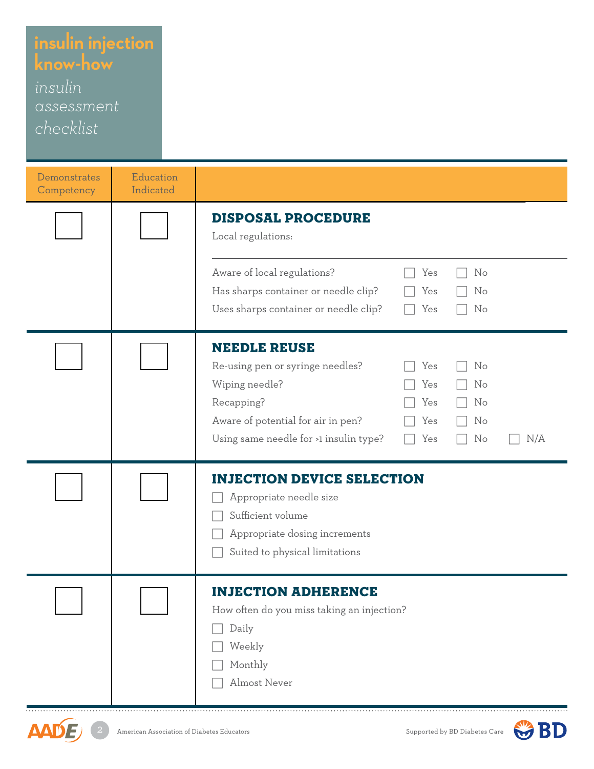**insulin injection know-how**

*insulin assessment checklist*

| Demonstrates Competency | Education Indicated | |
|---|---|---|
| ☐ | ☐ | **DISPOSAL PROCEDURE**<br>Local regulations: ____________<br>Aware of local regulations? ☐ Yes ☐ No<br>Has sharps container or needle clip? ☐ Yes ☐ No<br>Uses sharps container or needle clip? ☐ Yes ☐ No |
| ☐ | ☐ | **NEEDLE REUSE**<br>Re-using pen or syringe needles? ☐ Yes ☐ No<br>Wiping needle? ☐ Yes ☐ No<br>Recapping? ☐ Yes ☐ No<br>Aware of potential for air in pen? ☐ Yes ☐ No<br>Using same needle for >1 insulin type? ☐ Yes ☐ No ☐ N/A |
| ☐ | ☐ | **INJECTION DEVICE SELECTION**<br>☐ Appropriate needle size<br>☐ Sufficient volume<br>☐ Appropriate dosing increments<br>☐ Suited to physical limitations |
| ☐ | ☐ | **INJECTION ADHERENCE**<br>How often do you miss taking an injection?<br>☐ Daily<br>☐ Weekly<br>☐ Monthly<br>☐ Almost Never |

American Association of Diabetes Educators

Supported by BD Diabetes Care